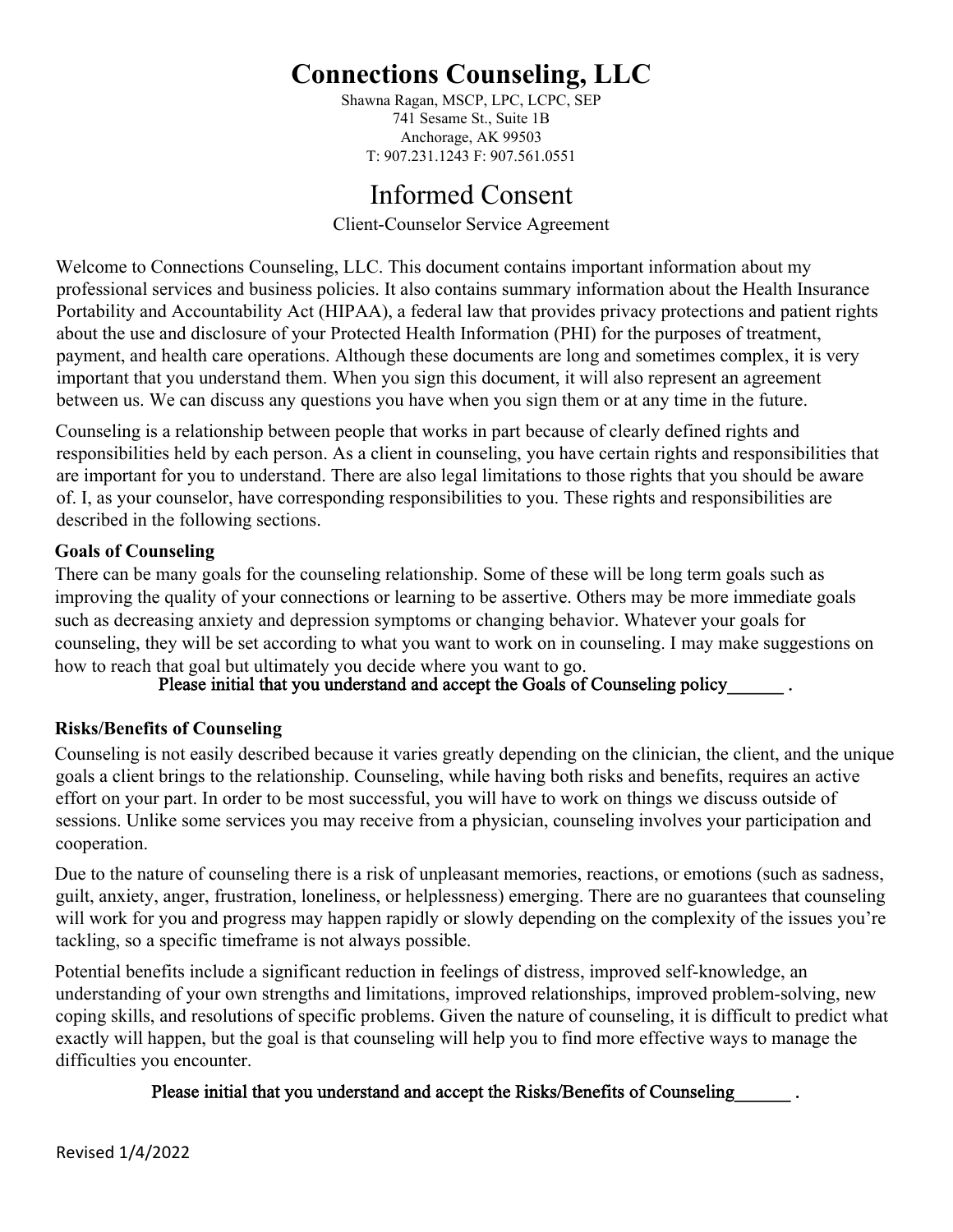# Connections Counseling, LLC

Shawna Ragan, MSCP, LPC, LCPC, SEP
741 Sesame St., Suite 1B
Anchorage, AK 99503
T: 907.231.1243 F: 907.561.0551

## Informed Consent

Client-Counselor Service Agreement

Welcome to Connections Counseling, LLC. This document contains important information about my professional services and business policies. It also contains summary information about the Health Insurance Portability and Accountability Act (HIPAA), a federal law that provides privacy protections and patient rights about the use and disclosure of your Protected Health Information (PHI) for the purposes of treatment, payment, and health care operations. Although these documents are long and sometimes complex, it is very important that you understand them. When you sign this document, it will also represent an agreement between us. We can discuss any questions you have when you sign them or at any time in the future.

Counseling is a relationship between people that works in part because of clearly defined rights and responsibilities held by each person. As a client in counseling, you have certain rights and responsibilities that are important for you to understand. There are also legal limitations to those rights that you should be aware of. I, as your counselor, have corresponding responsibilities to you. These rights and responsibilities are described in the following sections.

### Goals of Counseling

There can be many goals for the counseling relationship. Some of these will be long term goals such as improving the quality of your connections or learning to be assertive. Others may be more immediate goals such as decreasing anxiety and depression symptoms or changing behavior. Whatever your goals for counseling, they will be set according to what you want to work on in counseling. I may make suggestions on how to reach that goal but ultimately you decide where you want to go.

**Please initial that you understand and accept the Goals of Counseling policy______ .**

### Risks/Benefits of Counseling

Counseling is not easily described because it varies greatly depending on the clinician, the client, and the unique goals a client brings to the relationship. Counseling, while having both risks and benefits, requires an active effort on your part. In order to be most successful, you will have to work on things we discuss outside of sessions. Unlike some services you may receive from a physician, counseling involves your participation and cooperation.

Due to the nature of counseling there is a risk of unpleasant memories, reactions, or emotions (such as sadness, guilt, anxiety, anger, frustration, loneliness, or helplessness) emerging. There are no guarantees that counseling will work for you and progress may happen rapidly or slowly depending on the complexity of the issues you're tackling, so a specific timeframe is not always possible.

Potential benefits include a significant reduction in feelings of distress, improved self-knowledge, an understanding of your own strengths and limitations, improved relationships, improved problem-solving, new coping skills, and resolutions of specific problems. Given the nature of counseling, it is difficult to predict what exactly will happen, but the goal is that counseling will help you to find more effective ways to manage the difficulties you encounter.

**Please initial that you understand and accept the Risks/Benefits of Counseling______ .**

Revised 1/4/2022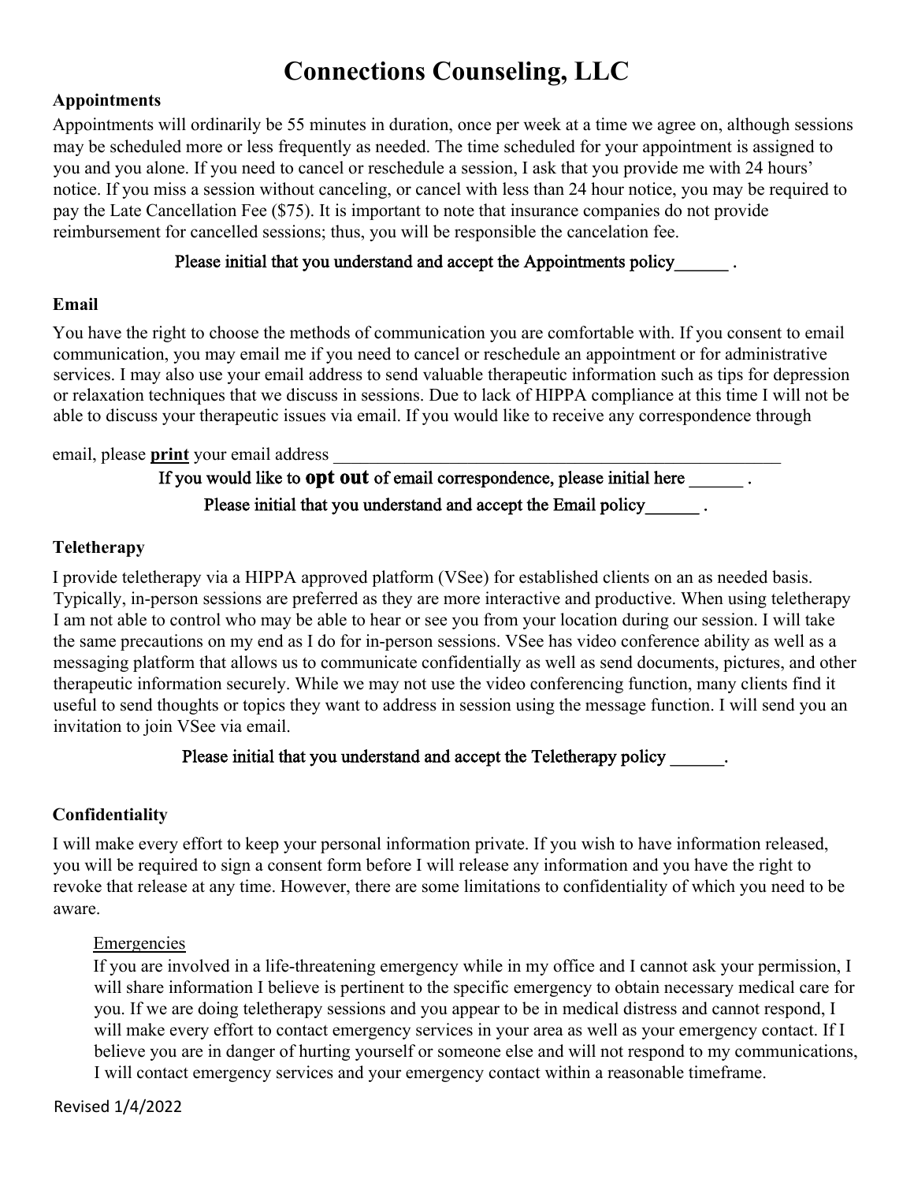# Connections Counseling, LLC

## Appointments

Appointments will ordinarily be 55 minutes in duration, once per week at a time we agree on, although sessions may be scheduled more or less frequently as needed. The time scheduled for your appointment is assigned to you and you alone. If you need to cancel or reschedule a session, I ask that you provide me with 24 hours' notice. If you miss a session without canceling, or cancel with less than 24 hour notice, you may be required to pay the Late Cancellation Fee ($75). It is important to note that insurance companies do not provide reimbursement for cancelled sessions; thus, you will be responsible the cancelation fee.

Please initial that you understand and accept the Appointments policy______ .

## Email

You have the right to choose the methods of communication you are comfortable with. If you consent to email communication, you may email me if you need to cancel or reschedule an appointment or for administrative services. I may also use your email address to send valuable therapeutic information such as tips for depression or relaxation techniques that we discuss in sessions. Due to lack of HIPPA compliance at this time I will not be able to discuss your therapeutic issues via email. If you would like to receive any correspondence through

email, please **print** your email address _____________________________________________________

If you would like to **opt out** of email correspondence, please initial here ______ .

Please initial that you understand and accept the Email policy______ .

## Teletherapy

I provide teletherapy via a HIPPA approved platform (VSee) for established clients on an as needed basis. Typically, in-person sessions are preferred as they are more interactive and productive. When using teletherapy I am not able to control who may be able to hear or see you from your location during our session. I will take the same precautions on my end as I do for in-person sessions. VSee has video conference ability as well as a messaging platform that allows us to communicate confidentially as well as send documents, pictures, and other therapeutic information securely. While we may not use the video conferencing function, many clients find it useful to send thoughts or topics they want to address in session using the message function. I will send you an invitation to join VSee via email.

Please initial that you understand and accept the Teletherapy policy ______.

## Confidentiality

I will make every effort to keep your personal information private. If you wish to have information released, you will be required to sign a consent form before I will release any information and you have the right to revoke that release at any time. However, there are some limitations to confidentiality of which you need to be aware.

### Emergencies

If you are involved in a life-threatening emergency while in my office and I cannot ask your permission, I will share information I believe is pertinent to the specific emergency to obtain necessary medical care for you. If we are doing teletherapy sessions and you appear to be in medical distress and cannot respond, I will make every effort to contact emergency services in your area as well as your emergency contact. If I believe you are in danger of hurting yourself or someone else and will not respond to my communications, I will contact emergency services and your emergency contact within a reasonable timeframe.

Revised 1/4/2022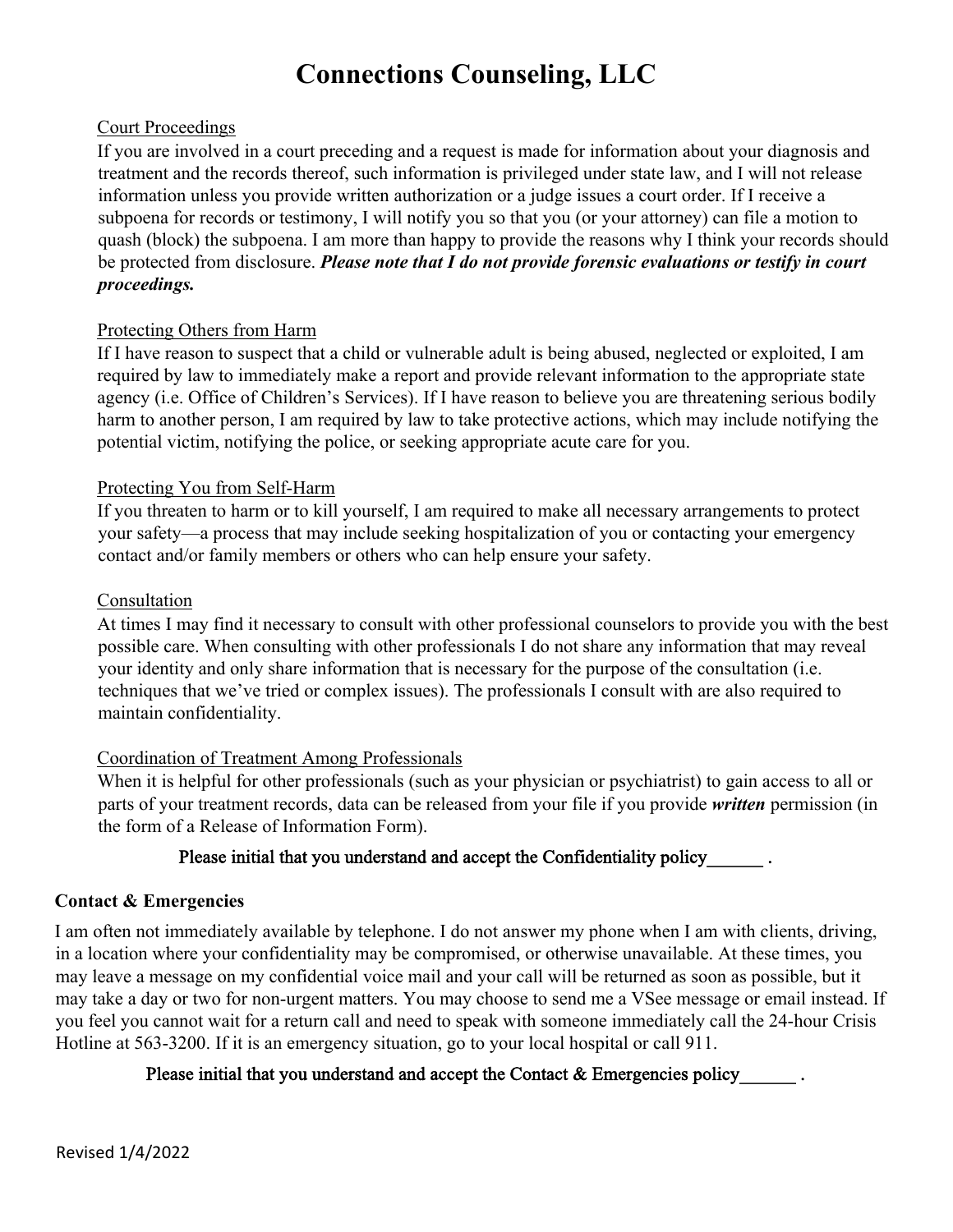# Connections Counseling, LLC

Court Proceedings

If you are involved in a court preceding and a request is made for information about your diagnosis and treatment and the records thereof, such information is privileged under state law, and I will not release information unless you provide written authorization or a judge issues a court order. If I receive a subpoena for records or testimony, I will notify you so that you (or your attorney) can file a motion to quash (block) the subpoena. I am more than happy to provide the reasons why I think your records should be protected from disclosure. ***Please note that I do not provide forensic evaluations or testify in court proceedings.***

Protecting Others from Harm

If I have reason to suspect that a child or vulnerable adult is being abused, neglected or exploited, I am required by law to immediately make a report and provide relevant information to the appropriate state agency (i.e. Office of Children's Services). If I have reason to believe you are threatening serious bodily harm to another person, I am required by law to take protective actions, which may include notifying the potential victim, notifying the police, or seeking appropriate acute care for you.

Protecting You from Self-Harm

If you threaten to harm or to kill yourself, I am required to make all necessary arrangements to protect your safety—a process that may include seeking hospitalization of you or contacting your emergency contact and/or family members or others who can help ensure your safety.

Consultation

At times I may find it necessary to consult with other professional counselors to provide you with the best possible care. When consulting with other professionals I do not share any information that may reveal your identity and only share information that is necessary for the purpose of the consultation (i.e. techniques that we've tried or complex issues). The professionals I consult with are also required to maintain confidentiality.

Coordination of Treatment Among Professionals

When it is helpful for other professionals (such as your physician or psychiatrist) to gain access to all or parts of your treatment records, data can be released from your file if you provide ***written*** permission (in the form of a Release of Information Form).

Please initial that you understand and accept the Confidentiality policy______ .

**Contact & Emergencies**

I am often not immediately available by telephone. I do not answer my phone when I am with clients, driving, in a location where your confidentiality may be compromised, or otherwise unavailable. At these times, you may leave a message on my confidential voice mail and your call will be returned as soon as possible, but it may take a day or two for non-urgent matters. You may choose to send me a VSee message or email instead. If you feel you cannot wait for a return call and need to speak with someone immediately call the 24-hour Crisis Hotline at 563-3200. If it is an emergency situation, go to your local hospital or call 911.

Please initial that you understand and accept the Contact & Emergencies policy______ .

Revised 1/4/2022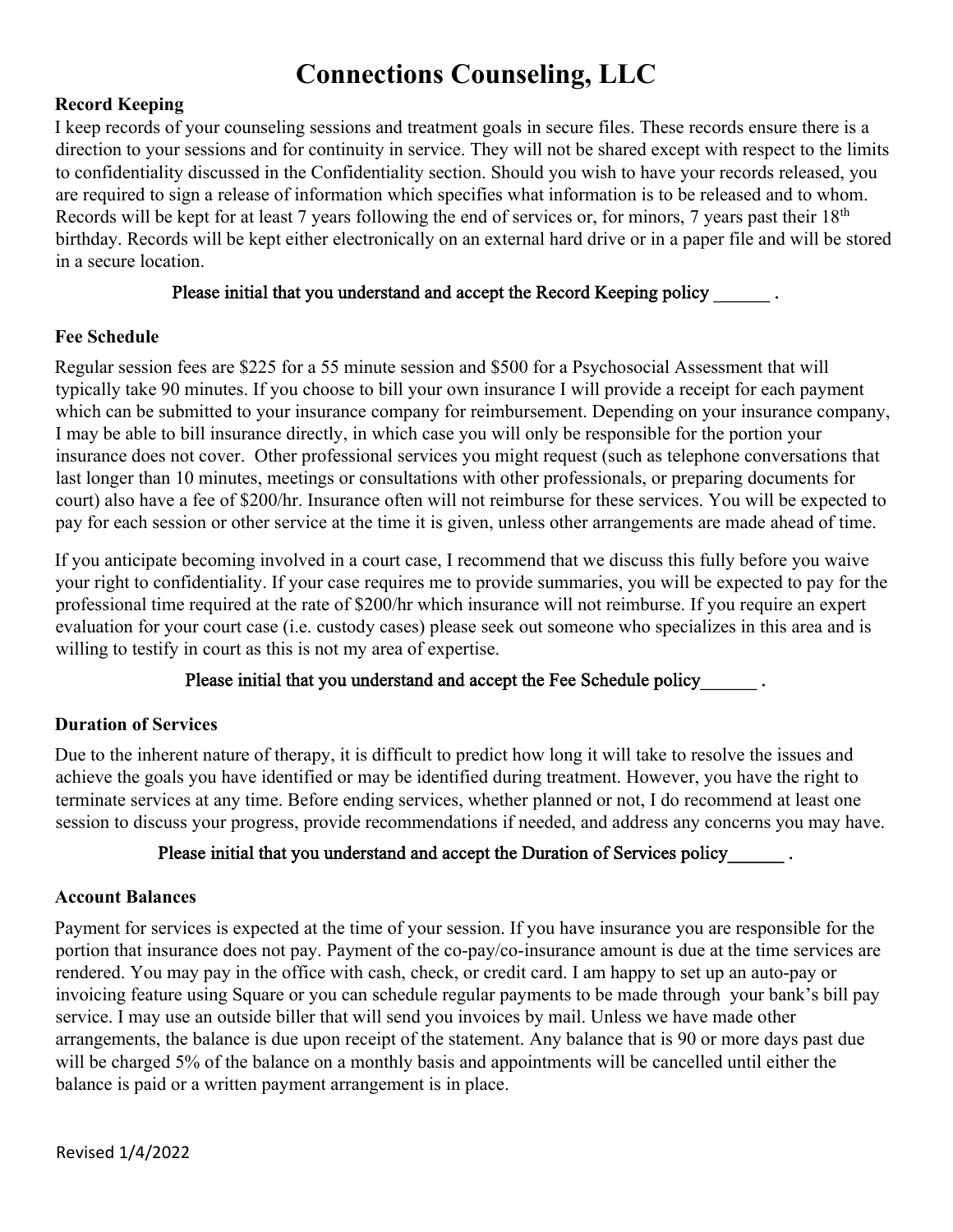# Connections Counseling, LLC

**Record Keeping**

I keep records of your counseling sessions and treatment goals in secure files. These records ensure there is a direction to your sessions and for continuity in service. They will not be shared except with respect to the limits to confidentiality discussed in the Confidentiality section. Should you wish to have your records released, you are required to sign a release of information which specifies what information is to be released and to whom. Records will be kept for at least 7 years following the end of services or, for minors, 7 years past their 18th birthday. Records will be kept either electronically on an external hard drive or in a paper file and will be stored in a secure location.

Please initial that you understand and accept the Record Keeping policy ______ .

**Fee Schedule**

Regular session fees are $225 for a 55 minute session and $500 for a Psychosocial Assessment that will typically take 90 minutes. If you choose to bill your own insurance I will provide a receipt for each payment which can be submitted to your insurance company for reimbursement. Depending on your insurance company, I may be able to bill insurance directly, in which case you will only be responsible for the portion your insurance does not cover. Other professional services you might request (such as telephone conversations that last longer than 10 minutes, meetings or consultations with other professionals, or preparing documents for court) also have a fee of $200/hr. Insurance often will not reimburse for these services. You will be expected to pay for each session or other service at the time it is given, unless other arrangements are made ahead of time.

If you anticipate becoming involved in a court case, I recommend that we discuss this fully before you waive your right to confidentiality. If your case requires me to provide summaries, you will be expected to pay for the professional time required at the rate of $200/hr which insurance will not reimburse. If you require an expert evaluation for your court case (i.e. custody cases) please seek out someone who specializes in this area and is willing to testify in court as this is not my area of expertise.

Please initial that you understand and accept the Fee Schedule policy______ .

**Duration of Services**

Due to the inherent nature of therapy, it is difficult to predict how long it will take to resolve the issues and achieve the goals you have identified or may be identified during treatment. However, you have the right to terminate services at any time. Before ending services, whether planned or not, I do recommend at least one session to discuss your progress, provide recommendations if needed, and address any concerns you may have.

Please initial that you understand and accept the Duration of Services policy______ .

**Account Balances**

Payment for services is expected at the time of your session. If you have insurance you are responsible for the portion that insurance does not pay. Payment of the co-pay/co-insurance amount is due at the time services are rendered. You may pay in the office with cash, check, or credit card. I am happy to set up an auto-pay or invoicing feature using Square or you can schedule regular payments to be made through your bank's bill pay service. I may use an outside biller that will send you invoices by mail. Unless we have made other arrangements, the balance is due upon receipt of the statement. Any balance that is 90 or more days past due will be charged 5% of the balance on a monthly basis and appointments will be cancelled until either the balance is paid or a written payment arrangement is in place.

Revised 1/4/2022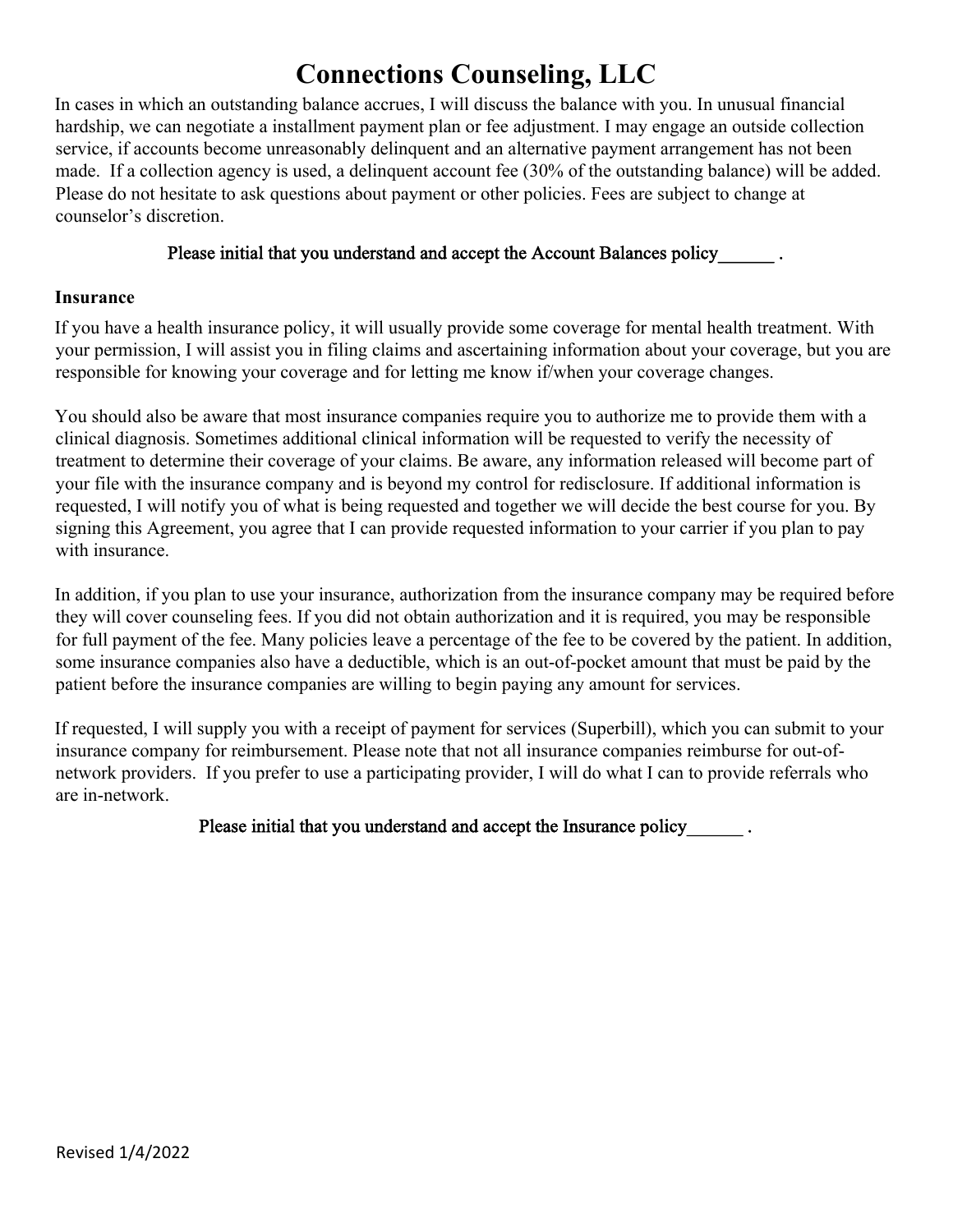# Connections Counseling, LLC

In cases in which an outstanding balance accrues, I will discuss the balance with you. In unusual financial hardship, we can negotiate a installment payment plan or fee adjustment. I may engage an outside collection service, if accounts become unreasonably delinquent and an alternative payment arrangement has not been made. If a collection agency is used, a delinquent account fee (30% of the outstanding balance) will be added. Please do not hesitate to ask questions about payment or other policies. Fees are subject to change at counselor's discretion.

Please initial that you understand and accept the Account Balances policy______ .

**Insurance**

If you have a health insurance policy, it will usually provide some coverage for mental health treatment. With your permission, I will assist you in filing claims and ascertaining information about your coverage, but you are responsible for knowing your coverage and for letting me know if/when your coverage changes.

You should also be aware that most insurance companies require you to authorize me to provide them with a clinical diagnosis. Sometimes additional clinical information will be requested to verify the necessity of treatment to determine their coverage of your claims. Be aware, any information released will become part of your file with the insurance company and is beyond my control for redisclosure. If additional information is requested, I will notify you of what is being requested and together we will decide the best course for you. By signing this Agreement, you agree that I can provide requested information to your carrier if you plan to pay with insurance.

In addition, if you plan to use your insurance, authorization from the insurance company may be required before they will cover counseling fees. If you did not obtain authorization and it is required, you may be responsible for full payment of the fee. Many policies leave a percentage of the fee to be covered by the patient. In addition, some insurance companies also have a deductible, which is an out-of-pocket amount that must be paid by the patient before the insurance companies are willing to begin paying any amount for services.

If requested, I will supply you with a receipt of payment for services (Superbill), which you can submit to your insurance company for reimbursement. Please note that not all insurance companies reimburse for out-of-network providers. If you prefer to use a participating provider, I will do what I can to provide referrals who are in-network.

Please initial that you understand and accept the Insurance policy______ .

Revised 1/4/2022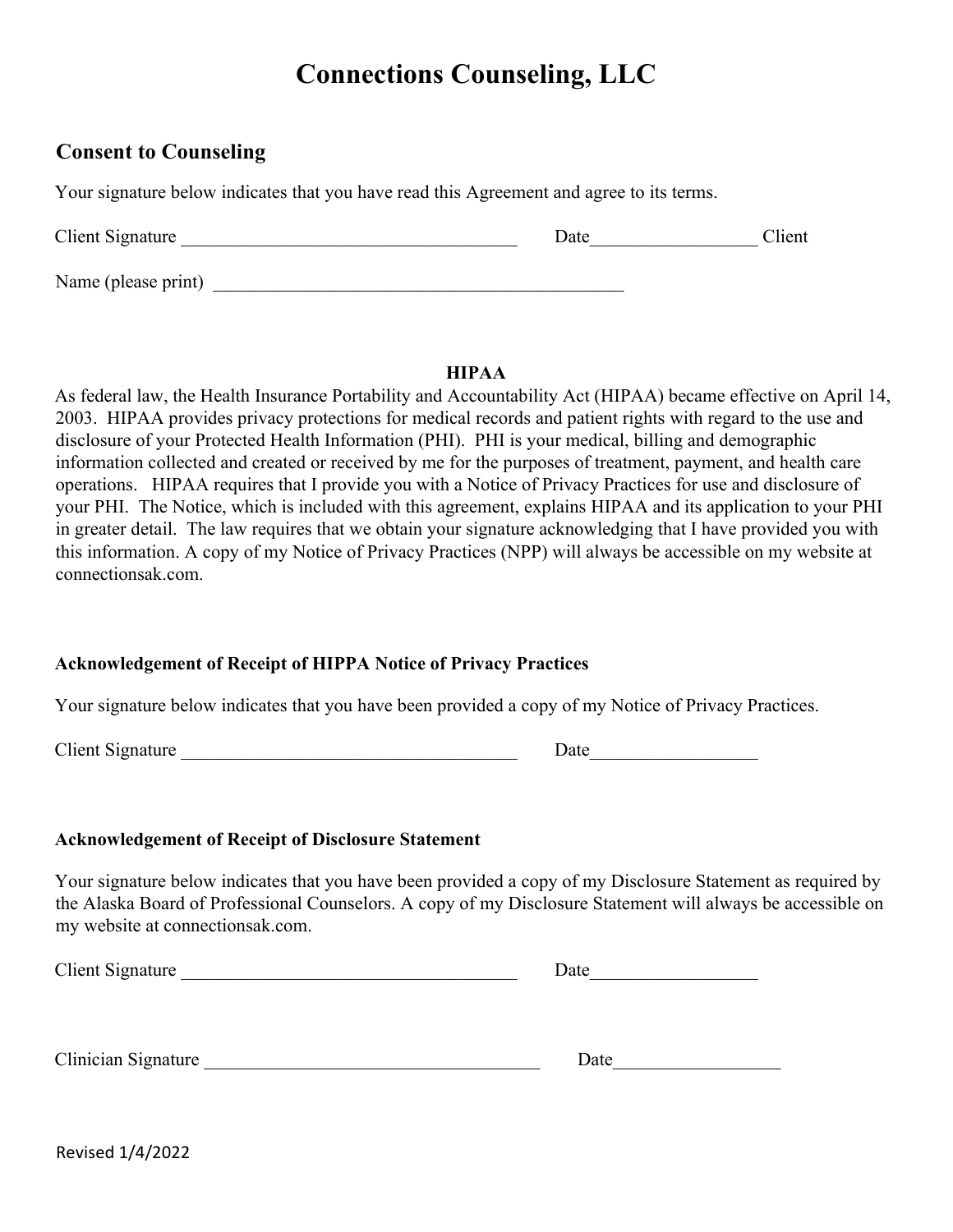# Connections Counseling, LLC

## Consent to Counseling

Your signature below indicates that you have read this Agreement and agree to its terms.

Client Signature ____________________________________ Date_________________ Client

Name (please print) ____________________________________________

**HIPAA**

As federal law, the Health Insurance Portability and Accountability Act (HIPAA) became effective on April 14, 2003. HIPAA provides privacy protections for medical records and patient rights with regard to the use and disclosure of your Protected Health Information (PHI). PHI is your medical, billing and demographic information collected and created or received by me for the purposes of treatment, payment, and health care operations. HIPAA requires that I provide you with a Notice of Privacy Practices for use and disclosure of your PHI. The Notice, which is included with this agreement, explains HIPAA and its application to your PHI in greater detail. The law requires that we obtain your signature acknowledging that I have provided you with this information. A copy of my Notice of Privacy Practices (NPP) will always be accessible on my website at connectionsak.com.

**Acknowledgement of Receipt of HIPPA Notice of Privacy Practices**

Your signature below indicates that you have been provided a copy of my Notice of Privacy Practices.

Client Signature ____________________________________ Date_________________

**Acknowledgement of Receipt of Disclosure Statement**

Your signature below indicates that you have been provided a copy of my Disclosure Statement as required by the Alaska Board of Professional Counselors. A copy of my Disclosure Statement will always be accessible on my website at connectionsak.com.

Client Signature ____________________________________ Date_________________

Clinician Signature ____________________________________ Date_________________

Revised 1/4/2022